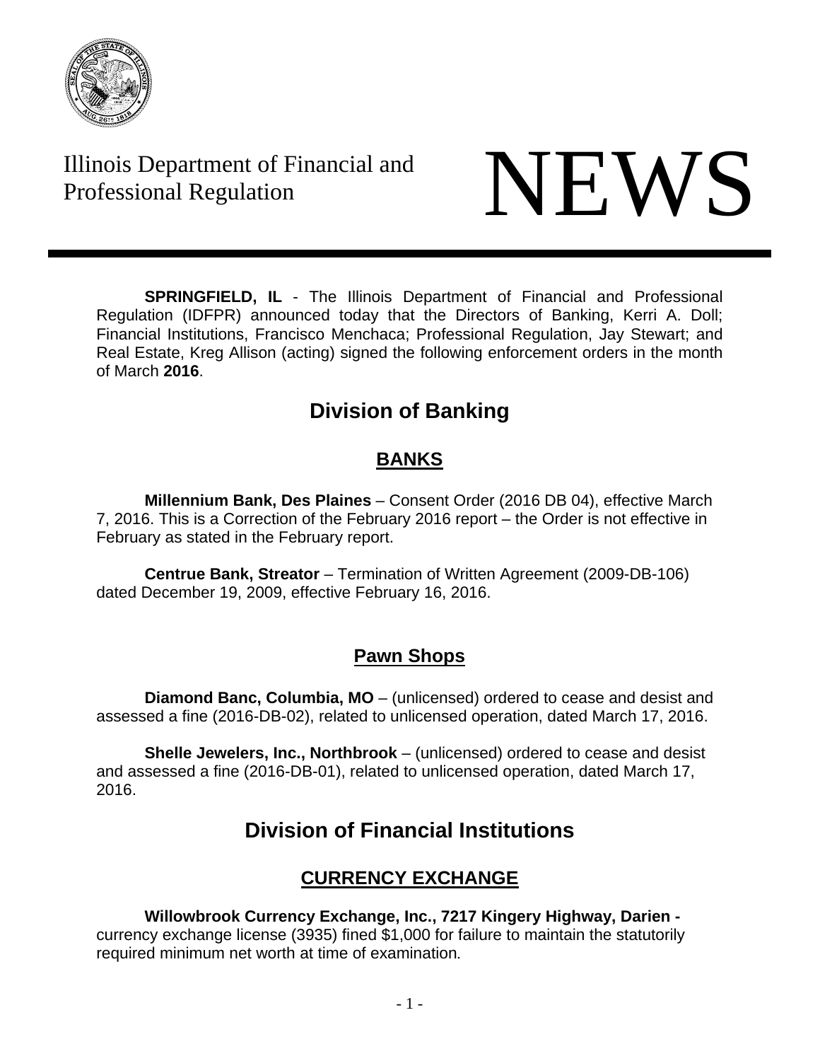Illinois Department of Financial and Professional Regulation

# NEWS

**SPRINGFIELD, IL** - The Illinois Department of Financial and Professional Regulation (IDFPR) announced today that the Directors of Banking, Kerri A. Doll; Financial Institutions, Francisco Menchaca; Professional Regulation, Jay Stewart; and Real Estate, Kreg Allison (acting) signed the following enforcement orders in the month of March **2016**.

## Division of Banking

### BANKS

**Millennium Bank, Des Plaines** – Consent Order (2016 DB 04), effective March 7, 2016. This is a Correction of the February 2016 report – the Order is not effective in February as stated in the February report.

**Centrue Bank, Streator** – Termination of Written Agreement (2009-DB-106) dated December 19, 2009, effective February 16, 2016.

### Pawn Shops

**Diamond Banc, Columbia, MO** – (unlicensed) ordered to cease and desist and assessed a fine (2016-DB-02), related to unlicensed operation, dated March 17, 2016.

**Shelle Jewelers, Inc., Northbrook** – (unlicensed) ordered to cease and desist and assessed a fine (2016-DB-01), related to unlicensed operation, dated March 17, 2016.

## Division of Financial Institutions

### CURRENCY EXCHANGE

**Willowbrook Currency Exchange, Inc., 7217 Kingery Highway, Darien -** currency exchange license (3935) fined $1,000 for failure to maintain the statutorily required minimum net worth at time of examination.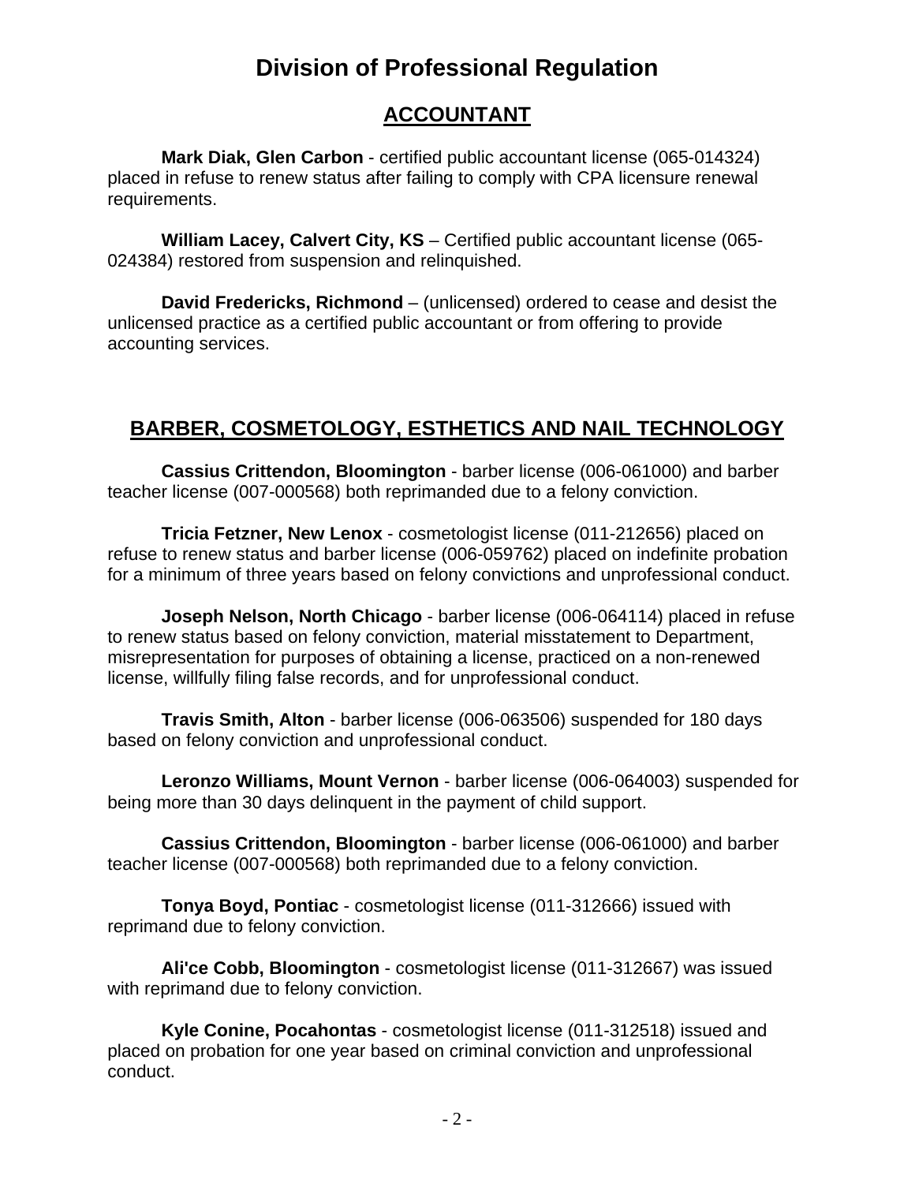# Division of Professional Regulation

## ACCOUNTANT

**Mark Diak, Glen Carbon** - certified public accountant license (065-014324) placed in refuse to renew status after failing to comply with CPA licensure renewal requirements.

**William Lacey, Calvert City, KS** – Certified public accountant license (065-024384) restored from suspension and relinquished.

**David Fredericks, Richmond** – (unlicensed) ordered to cease and desist the unlicensed practice as a certified public accountant or from offering to provide accounting services.

## BARBER, COSMETOLOGY, ESTHETICS AND NAIL TECHNOLOGY

**Cassius Crittendon, Bloomington** - barber license (006-061000) and barber teacher license (007-000568) both reprimanded due to a felony conviction.

**Tricia Fetzner, New Lenox** - cosmetologist license (011-212656) placed on refuse to renew status and barber license (006-059762) placed on indefinite probation for a minimum of three years based on felony convictions and unprofessional conduct.

**Joseph Nelson, North Chicago** - barber license (006-064114) placed in refuse to renew status based on felony conviction, material misstatement to Department, misrepresentation for purposes of obtaining a license, practiced on a non-renewed license, willfully filing false records, and for unprofessional conduct.

**Travis Smith, Alton** - barber license (006-063506) suspended for 180 days based on felony conviction and unprofessional conduct.

**Leronzo Williams, Mount Vernon** - barber license (006-064003) suspended for being more than 30 days delinquent in the payment of child support.

**Cassius Crittendon, Bloomington** - barber license (006-061000) and barber teacher license (007-000568) both reprimanded due to a felony conviction.

**Tonya Boyd, Pontiac** - cosmetologist license (011-312666) issued with reprimand due to felony conviction.

**Ali'ce Cobb, Bloomington** - cosmetologist license (011-312667) was issued with reprimand due to felony conviction.

**Kyle Conine, Pocahontas** - cosmetologist license (011-312518) issued and placed on probation for one year based on criminal conviction and unprofessional conduct.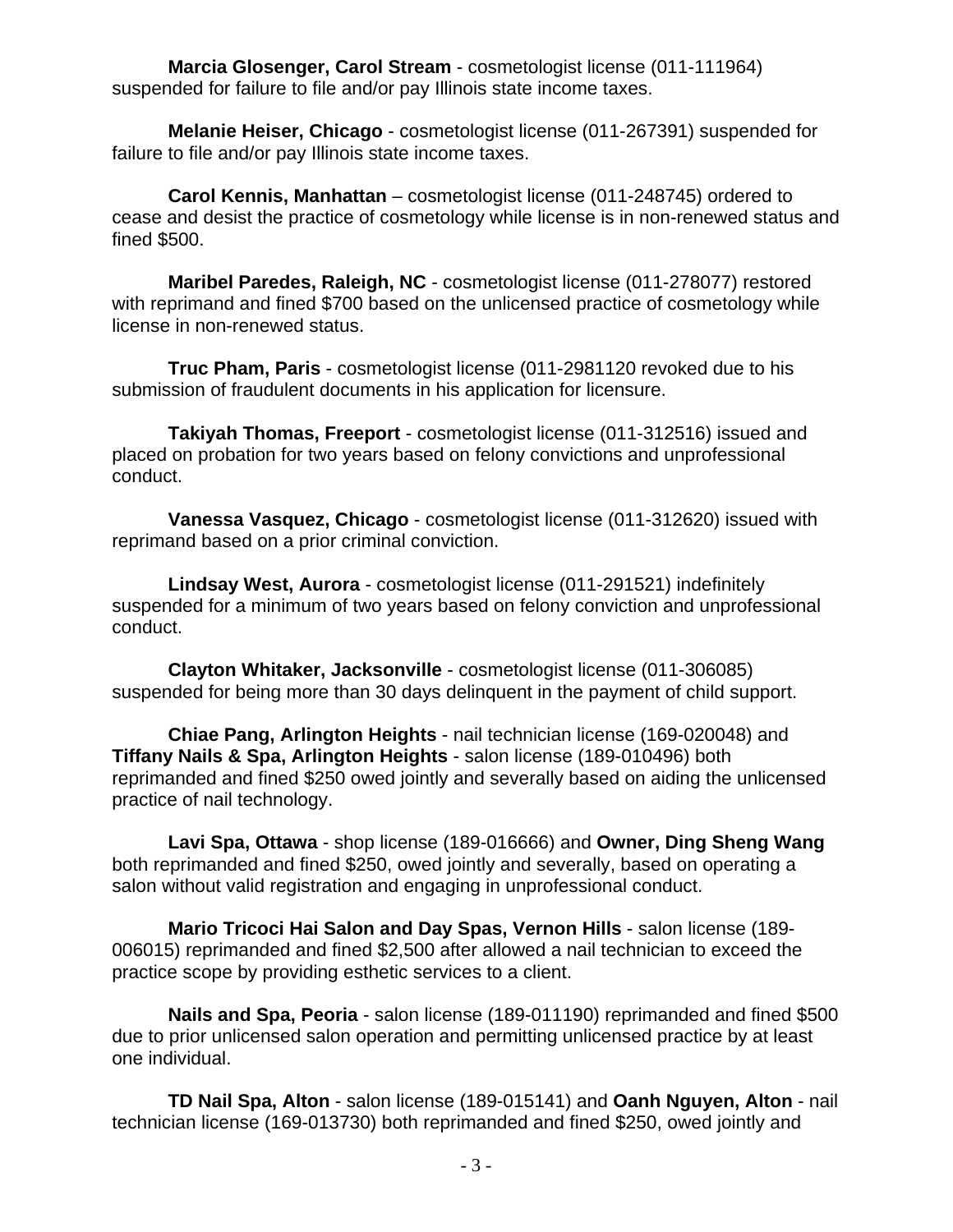**Marcia Glosenger, Carol Stream** - cosmetologist license (011-111964) suspended for failure to file and/or pay Illinois state income taxes.

**Melanie Heiser, Chicago** - cosmetologist license (011-267391) suspended for failure to file and/or pay Illinois state income taxes.

**Carol Kennis, Manhattan** – cosmetologist license (011-248745) ordered to cease and desist the practice of cosmetology while license is in non-renewed status and fined $500.

**Maribel Paredes, Raleigh, NC** - cosmetologist license (011-278077) restored with reprimand and fined $700 based on the unlicensed practice of cosmetology while license in non-renewed status.

**Truc Pham, Paris** - cosmetologist license (011-2981120 revoked due to his submission of fraudulent documents in his application for licensure.

**Takiyah Thomas, Freeport** - cosmetologist license (011-312516) issued and placed on probation for two years based on felony convictions and unprofessional conduct.

**Vanessa Vasquez, Chicago** - cosmetologist license (011-312620) issued with reprimand based on a prior criminal conviction.

**Lindsay West, Aurora** - cosmetologist license (011-291521) indefinitely suspended for a minimum of two years based on felony conviction and unprofessional conduct.

**Clayton Whitaker, Jacksonville** - cosmetologist license (011-306085) suspended for being more than 30 days delinquent in the payment of child support.

**Chiae Pang, Arlington Heights** - nail technician license (169-020048) and **Tiffany Nails & Spa, Arlington Heights** - salon license (189-010496) both reprimanded and fined $250 owed jointly and severally based on aiding the unlicensed practice of nail technology.

**Lavi Spa, Ottawa** - shop license (189-016666) and **Owner, Ding Sheng Wang** both reprimanded and fined $250, owed jointly and severally, based on operating a salon without valid registration and engaging in unprofessional conduct.

**Mario Tricoci Hai Salon and Day Spas, Vernon Hills** - salon license (189-006015) reprimanded and fined $2,500 after allowed a nail technician to exceed the practice scope by providing esthetic services to a client.

**Nails and Spa, Peoria** - salon license (189-011190) reprimanded and fined $500 due to prior unlicensed salon operation and permitting unlicensed practice by at least one individual.

**TD Nail Spa, Alton** - salon license (189-015141) and **Oanh Nguyen, Alton** - nail technician license (169-013730) both reprimanded and fined $250, owed jointly and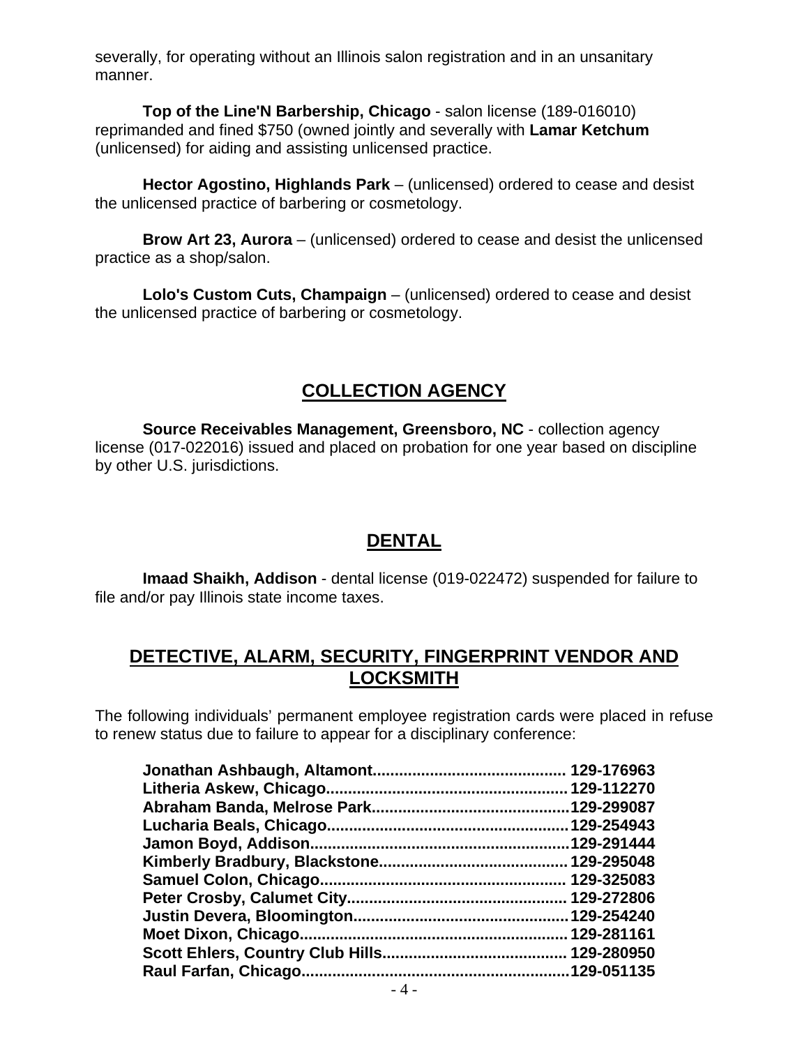severally, for operating without an Illinois salon registration and in an unsanitary manner.

**Top of the Line'N Barbership, Chicago** - salon license (189-016010) reprimanded and fined $750 (owned jointly and severally with **Lamar Ketchum** (unlicensed) for aiding and assisting unlicensed practice.

**Hector Agostino, Highlands Park** – (unlicensed) ordered to cease and desist the unlicensed practice of barbering or cosmetology.

**Brow Art 23, Aurora** – (unlicensed) ordered to cease and desist the unlicensed practice as a shop/salon.

**Lolo's Custom Cuts, Champaign** – (unlicensed) ordered to cease and desist the unlicensed practice of barbering or cosmetology.

## COLLECTION AGENCY

**Source Receivables Management, Greensboro, NC** - collection agency license (017-022016) issued and placed on probation for one year based on discipline by other U.S. jurisdictions.

## DENTAL

**Imaad Shaikh, Addison** - dental license (019-022472) suspended for failure to file and/or pay Illinois state income taxes.

## DETECTIVE, ALARM, SECURITY, FINGERPRINT VENDOR AND LOCKSMITH

The following individuals' permanent employee registration cards were placed in refuse to renew status due to failure to appear for a disciplinary conference:

**Jonathan Ashbaugh, Altamont........................................... 129-176963**
**Litheria Askew, Chicago...................................................... 129-112270**
**Abraham Banda, Melrose Park............................................129-299087**
**Lucharia Beals, Chicago......................................................129-254943**
**Jamon Boyd, Addison..........................................................129-291444**
**Kimberly Bradbury, Blackstone.......................................... 129-295048**
**Samuel Colon, Chicago....................................................... 129-325083**
**Peter Crosby, Calumet City................................................. 129-272806**
**Justin Devera, Bloomington................................................129-254240**
**Moet Dixon, Chicago............................................................ 129-281161**
**Scott Ehlers, Country Club Hills......................................... 129-280950**
**Raul Farfan, Chicago............................................................129-051135**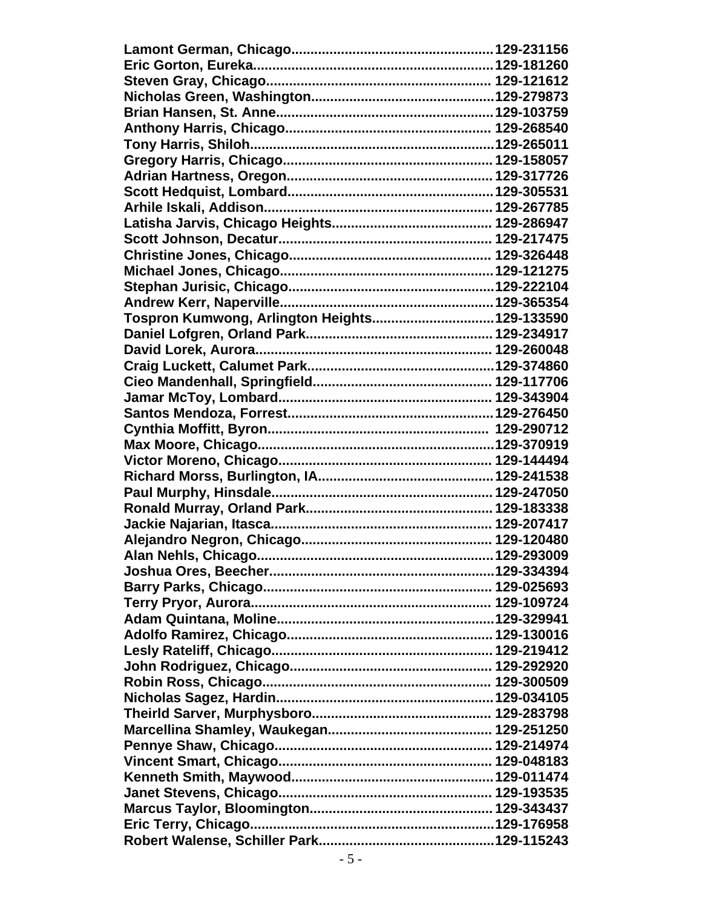**Lamont German, Chicago....................................................129-231156**
**Eric Gorton, Eureka..............................................................129-181260**
**Steven Gray, Chicago.......................................................... 129-121612**
**Nicholas Green, Washington................................................129-279873**
**Brian Hansen, St. Anne.........................................................129-103759**
**Anthony Harris, Chicago..................................................... 129-268540**
**Tony Harris, Shiloh...............................................................129-265011**
**Gregory Harris, Chicago...................................................... 129-158057**
**Adrian Hartness, Oregon..................................................... 129-317726**
**Scott Hedquist, Lombard......................................................129-305531**
**Arhile Iskali, Addison........................................................... 129-267785**
**Latisha Jarvis, Chicago Heights.......................................... 129-286947**
**Scott Johnson, Decatur....................................................... 129-217475**
**Christine Jones, Chicago.................................................... 129-326448**
**Michael Jones, Chicago.......................................................129-121275**
**Stephan Jurisic, Chicago......................................................129-222104**
**Andrew Kerr, Naperville.......................................................129-365354**
**Tospron Kumwong, Arlington Heights................................129-133590**
**Daniel Lofgren, Orland Park................................................ 129-234917**
**David Lorek, Aurora............................................................. 129-260048**
**Craig Luckett, Calumet Park................................................129-374860**
**Cieo Mandenhall, Springfield.............................................. 129-117706**
**Jamar McToy, Lombard....................................................... 129-343904**
**Santos Mendoza, Forrest.....................................................129-276450**
**Cynthia Moffitt, Byron..........................................................  129-290712**
**Max Moore, Chicago.............................................................129-370919**
**Victor Moreno, Chicago....................................................... 129-144494**
**Richard Morss, Burlington, IA.............................................129-241538**
**Paul Murphy, Hinsdale.........................................................129-247050**
**Ronald Murray, Orland Park................................................ 129-183338**
**Jackie Najarian, Itasca......................................................... 129-207417**
**Alejandro Negron, Chicago................................................. 129-120480**
**Alan Nehls, Chicago.............................................................129-293009**
**Joshua Ores, Beecher..........................................................129-334394**
**Barry Parks, Chicago........................................................... 129-025693**
**Terry Pryor, Aurora.............................................................. 129-109724**
**Adam Quintana, Moline........................................................129-329941**
**Adolfo Ramirez, Chicago..................................................... 129-130016**
**Lesly Rateliff, Chicago......................................................... 129-219412**
**John Rodriguez, Chicago.................................................... 129-292920**
**Robin Ross, Chicago........................................................... 129-300509**
**Nicholas Sagez, Hardin........................................................129-034105**
**Theirld Sarver, Murphysboro.............................................. 129-283798**
**Marcellina Shamley, Waukegan.......................................... 129-251250**
**Pennye Shaw, Chicago........................................................ 129-214974**
**Vincent Smart, Chicago....................................................... 129-048183**
**Kenneth Smith, Maywood....................................................129-011474**
**Janet Stevens, Chicago....................................................... 129-193535**
**Marcus Taylor, Bloomington............................................... 129-343437**
**Eric Terry, Chicago...............................................................129-176958**
**Robert Walense, Schiller Park.............................................129-115243**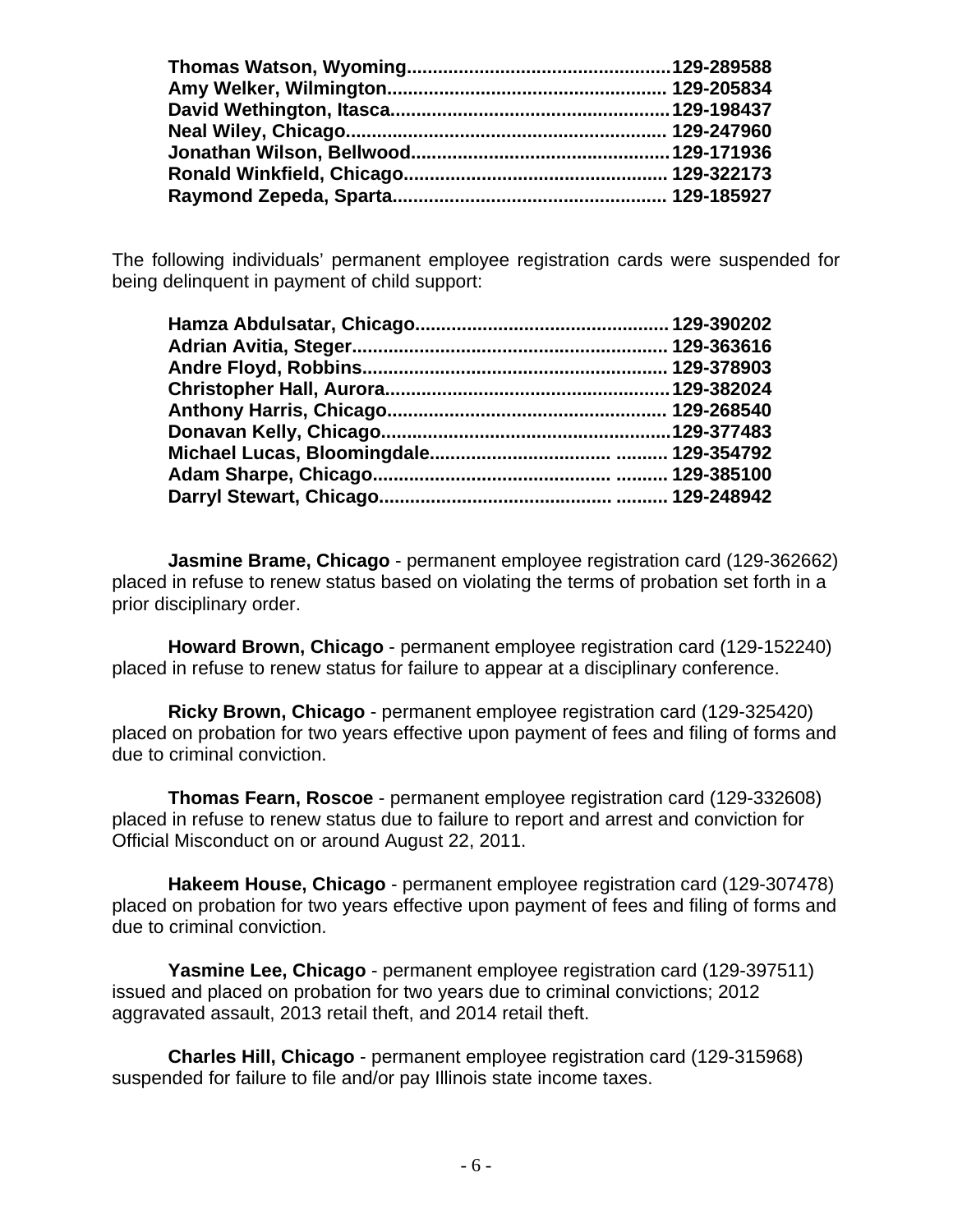**Thomas Watson, Wyoming..................................................129-289588**
**Amy Welker, Wilmington..................................................... 129-205834**
**David Wethington, Itasca.....................................................129-198437**
**Neal Wiley, Chicago............................................................. 129-247960**
**Jonathan Wilson, Bellwood.................................................129-171936**
**Ronald Winkfield, Chicago.................................................. 129-322173**
**Raymond Zepeda, Sparta.................................................... 129-185927**

The following individuals' permanent employee registration cards were suspended for being delinquent in payment of child support:

**Hamza Abdulsatar, Chicago................................................ 129-390202**
**Adrian Avitia, Steger............................................................ 129-363616**
**Andre Floyd, Robbins.......................................................... 129-378903**
**Christopher Hall, Aurora......................................................129-382024**
**Anthony Harris, Chicago...................................................... 129-268540**
**Donavan Kelly, Chicago.......................................................129-377483**
**Michael Lucas, Bloomingdale................................ .......... 129-354792**
**Adam Sharpe, Chicago............................................ .......... 129-385100**
**Darryl Stewart, Chicago.......................................... .......... 129-248942**

**Jasmine Brame, Chicago** - permanent employee registration card (129-362662) placed in refuse to renew status based on violating the terms of probation set forth in a prior disciplinary order.

**Howard Brown, Chicago** - permanent employee registration card (129-152240) placed in refuse to renew status for failure to appear at a disciplinary conference.

**Ricky Brown, Chicago** - permanent employee registration card (129-325420) placed on probation for two years effective upon payment of fees and filing of forms and due to criminal conviction.

**Thomas Fearn, Roscoe** - permanent employee registration card (129-332608) placed in refuse to renew status due to failure to report and arrest and conviction for Official Misconduct on or around August 22, 2011.

**Hakeem House, Chicago** - permanent employee registration card (129-307478) placed on probation for two years effective upon payment of fees and filing of forms and due to criminal conviction.

**Yasmine Lee, Chicago** - permanent employee registration card (129-397511) issued and placed on probation for two years due to criminal convictions; 2012 aggravated assault, 2013 retail theft, and 2014 retail theft.

**Charles Hill, Chicago** - permanent employee registration card (129-315968) suspended for failure to file and/or pay Illinois state income taxes.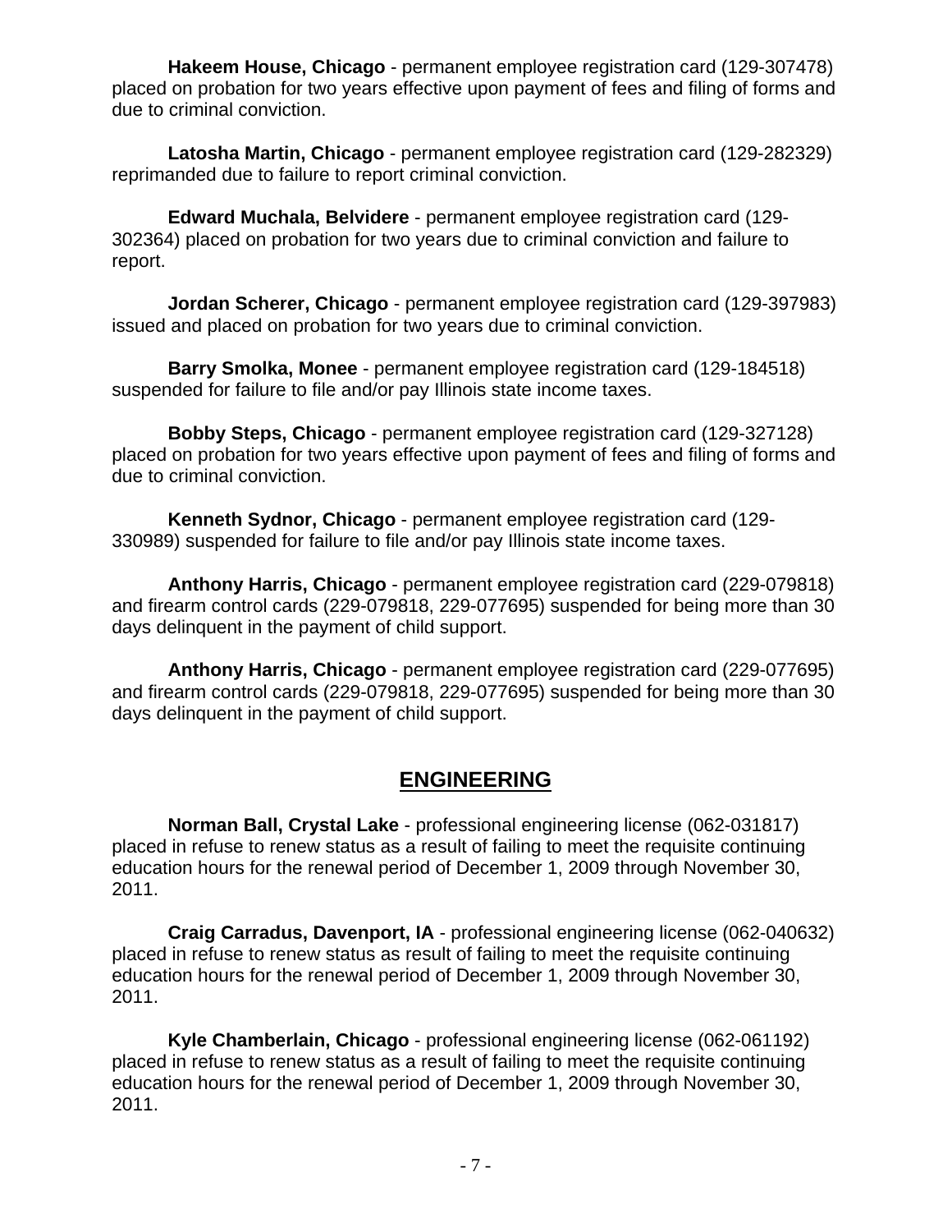**Hakeem House, Chicago** - permanent employee registration card (129-307478) placed on probation for two years effective upon payment of fees and filing of forms and due to criminal conviction.

**Latosha Martin, Chicago** - permanent employee registration card (129-282329) reprimanded due to failure to report criminal conviction.

**Edward Muchala, Belvidere** - permanent employee registration card (129-302364) placed on probation for two years due to criminal conviction and failure to report.

**Jordan Scherer, Chicago** - permanent employee registration card (129-397983) issued and placed on probation for two years due to criminal conviction.

**Barry Smolka, Monee** - permanent employee registration card (129-184518) suspended for failure to file and/or pay Illinois state income taxes.

**Bobby Steps, Chicago** - permanent employee registration card (129-327128) placed on probation for two years effective upon payment of fees and filing of forms and due to criminal conviction.

**Kenneth Sydnor, Chicago** - permanent employee registration card (129-330989) suspended for failure to file and/or pay Illinois state income taxes.

**Anthony Harris, Chicago** - permanent employee registration card (229-079818) and firearm control cards (229-079818, 229-077695) suspended for being more than 30 days delinquent in the payment of child support.

**Anthony Harris, Chicago** - permanent employee registration card (229-077695) and firearm control cards (229-079818, 229-077695) suspended for being more than 30 days delinquent in the payment of child support.

## ENGINEERING

**Norman Ball, Crystal Lake** - professional engineering license (062-031817) placed in refuse to renew status as a result of failing to meet the requisite continuing education hours for the renewal period of December 1, 2009 through November 30, 2011.

**Craig Carradus, Davenport, IA** - professional engineering license (062-040632) placed in refuse to renew status as result of failing to meet the requisite continuing education hours for the renewal period of December 1, 2009 through November 30, 2011.

**Kyle Chamberlain, Chicago** - professional engineering license (062-061192) placed in refuse to renew status as a result of failing to meet the requisite continuing education hours for the renewal period of December 1, 2009 through November 30, 2011.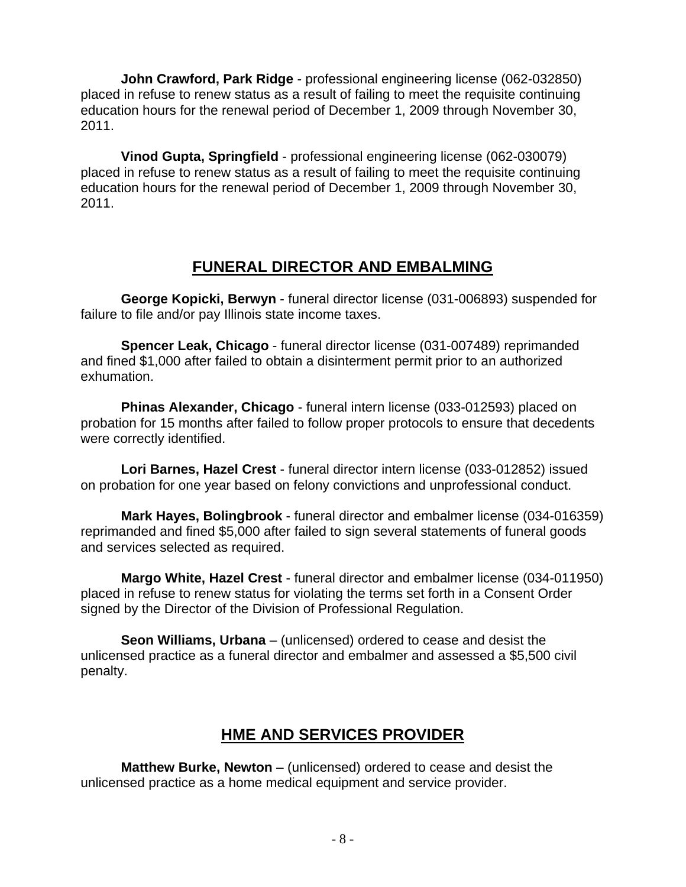**John Crawford, Park Ridge** - professional engineering license (062-032850) placed in refuse to renew status as a result of failing to meet the requisite continuing education hours for the renewal period of December 1, 2009 through November 30, 2011.

**Vinod Gupta, Springfield** - professional engineering license (062-030079) placed in refuse to renew status as a result of failing to meet the requisite continuing education hours for the renewal period of December 1, 2009 through November 30, 2011.

## FUNERAL DIRECTOR AND EMBALMING

**George Kopicki, Berwyn** - funeral director license (031-006893) suspended for failure to file and/or pay Illinois state income taxes.

**Spencer Leak, Chicago** - funeral director license (031-007489) reprimanded and fined $1,000 after failed to obtain a disinterment permit prior to an authorized exhumation.

**Phinas Alexander, Chicago** - funeral intern license (033-012593) placed on probation for 15 months after failed to follow proper protocols to ensure that decedents were correctly identified.

**Lori Barnes, Hazel Crest** - funeral director intern license (033-012852) issued on probation for one year based on felony convictions and unprofessional conduct.

**Mark Hayes, Bolingbrook** - funeral director and embalmer license (034-016359) reprimanded and fined $5,000 after failed to sign several statements of funeral goods and services selected as required.

**Margo White, Hazel Crest** - funeral director and embalmer license (034-011950) placed in refuse to renew status for violating the terms set forth in a Consent Order signed by the Director of the Division of Professional Regulation.

**Seon Williams, Urbana** – (unlicensed) ordered to cease and desist the unlicensed practice as a funeral director and embalmer and assessed a $5,500 civil penalty.

## HME AND SERVICES PROVIDER

**Matthew Burke, Newton** – (unlicensed) ordered to cease and desist the unlicensed practice as a home medical equipment and service provider.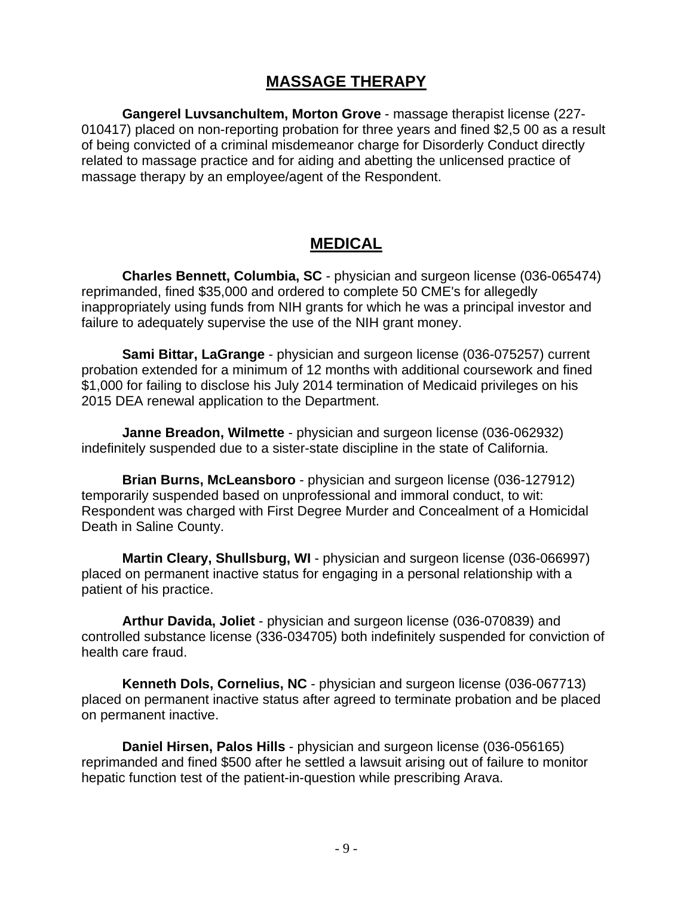## MASSAGE THERAPY

**Gangerel Luvsanchultem, Morton Grove** - massage therapist license (227-010417) placed on non-reporting probation for three years and fined $2,5 00 as a result of being convicted of a criminal misdemeanor charge for Disorderly Conduct directly related to massage practice and for aiding and abetting the unlicensed practice of massage therapy by an employee/agent of the Respondent.

## MEDICAL

**Charles Bennett, Columbia, SC** - physician and surgeon license (036-065474) reprimanded, fined $35,000 and ordered to complete 50 CME's for allegedly inappropriately using funds from NIH grants for which he was a principal investor and failure to adequately supervise the use of the NIH grant money.

**Sami Bittar, LaGrange** - physician and surgeon license (036-075257) current probation extended for a minimum of 12 months with additional coursework and fined $1,000 for failing to disclose his July 2014 termination of Medicaid privileges on his 2015 DEA renewal application to the Department.

**Janne Breadon, Wilmette** - physician and surgeon license (036-062932) indefinitely suspended due to a sister-state discipline in the state of California.

**Brian Burns, McLeansboro** - physician and surgeon license (036-127912) temporarily suspended based on unprofessional and immoral conduct, to wit: Respondent was charged with First Degree Murder and Concealment of a Homicidal Death in Saline County.

**Martin Cleary, Shullsburg, WI** - physician and surgeon license (036-066997) placed on permanent inactive status for engaging in a personal relationship with a patient of his practice.

**Arthur Davida, Joliet** - physician and surgeon license (036-070839) and controlled substance license (336-034705) both indefinitely suspended for conviction of health care fraud.

**Kenneth Dols, Cornelius, NC** - physician and surgeon license (036-067713) placed on permanent inactive status after agreed to terminate probation and be placed on permanent inactive.

**Daniel Hirsen, Palos Hills** - physician and surgeon license (036-056165) reprimanded and fined $500 after he settled a lawsuit arising out of failure to monitor hepatic function test of the patient-in-question while prescribing Arava.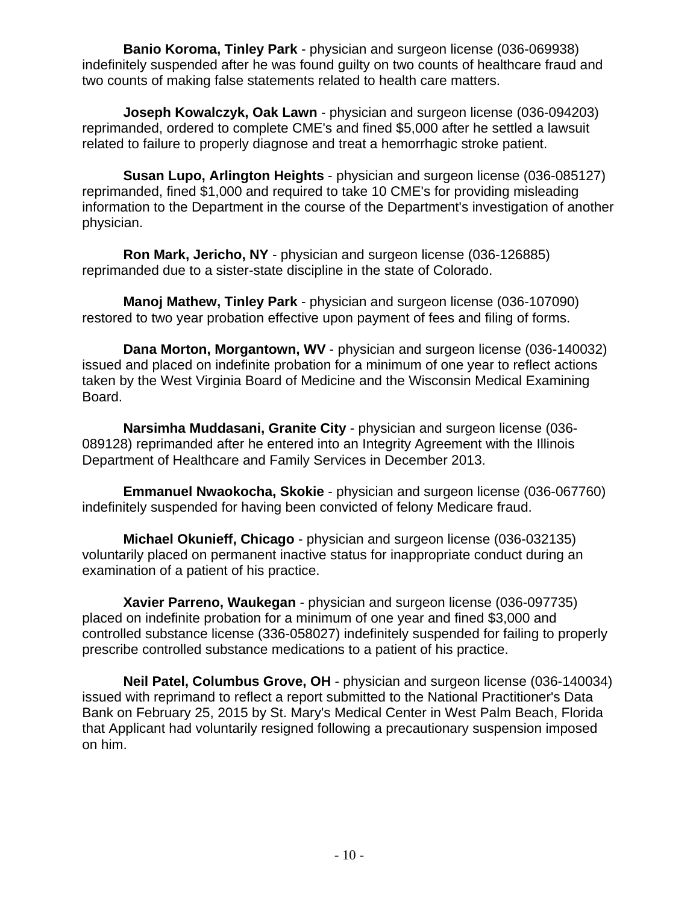**Banio Koroma, Tinley Park** - physician and surgeon license (036-069938) indefinitely suspended after he was found guilty on two counts of healthcare fraud and two counts of making false statements related to health care matters.

**Joseph Kowalczyk, Oak Lawn** - physician and surgeon license (036-094203) reprimanded, ordered to complete CME's and fined $5,000 after he settled a lawsuit related to failure to properly diagnose and treat a hemorrhagic stroke patient.

**Susan Lupo, Arlington Heights** - physician and surgeon license (036-085127) reprimanded, fined $1,000 and required to take 10 CME's for providing misleading information to the Department in the course of the Department's investigation of another physician.

**Ron Mark, Jericho, NY** - physician and surgeon license (036-126885) reprimanded due to a sister-state discipline in the state of Colorado.

**Manoj Mathew, Tinley Park** - physician and surgeon license (036-107090) restored to two year probation effective upon payment of fees and filing of forms.

**Dana Morton, Morgantown, WV** - physician and surgeon license (036-140032) issued and placed on indefinite probation for a minimum of one year to reflect actions taken by the West Virginia Board of Medicine and the Wisconsin Medical Examining Board.

**Narsimha Muddasani, Granite City** - physician and surgeon license (036-089128) reprimanded after he entered into an Integrity Agreement with the Illinois Department of Healthcare and Family Services in December 2013.

**Emmanuel Nwaokocha, Skokie** - physician and surgeon license (036-067760) indefinitely suspended for having been convicted of felony Medicare fraud.

**Michael Okunieff, Chicago** - physician and surgeon license (036-032135) voluntarily placed on permanent inactive status for inappropriate conduct during an examination of a patient of his practice.

**Xavier Parreno, Waukegan** - physician and surgeon license (036-097735) placed on indefinite probation for a minimum of one year and fined $3,000 and controlled substance license (336-058027) indefinitely suspended for failing to properly prescribe controlled substance medications to a patient of his practice.

**Neil Patel, Columbus Grove, OH** - physician and surgeon license (036-140034) issued with reprimand to reflect a report submitted to the National Practitioner's Data Bank on February 25, 2015 by St. Mary's Medical Center in West Palm Beach, Florida that Applicant had voluntarily resigned following a precautionary suspension imposed on him.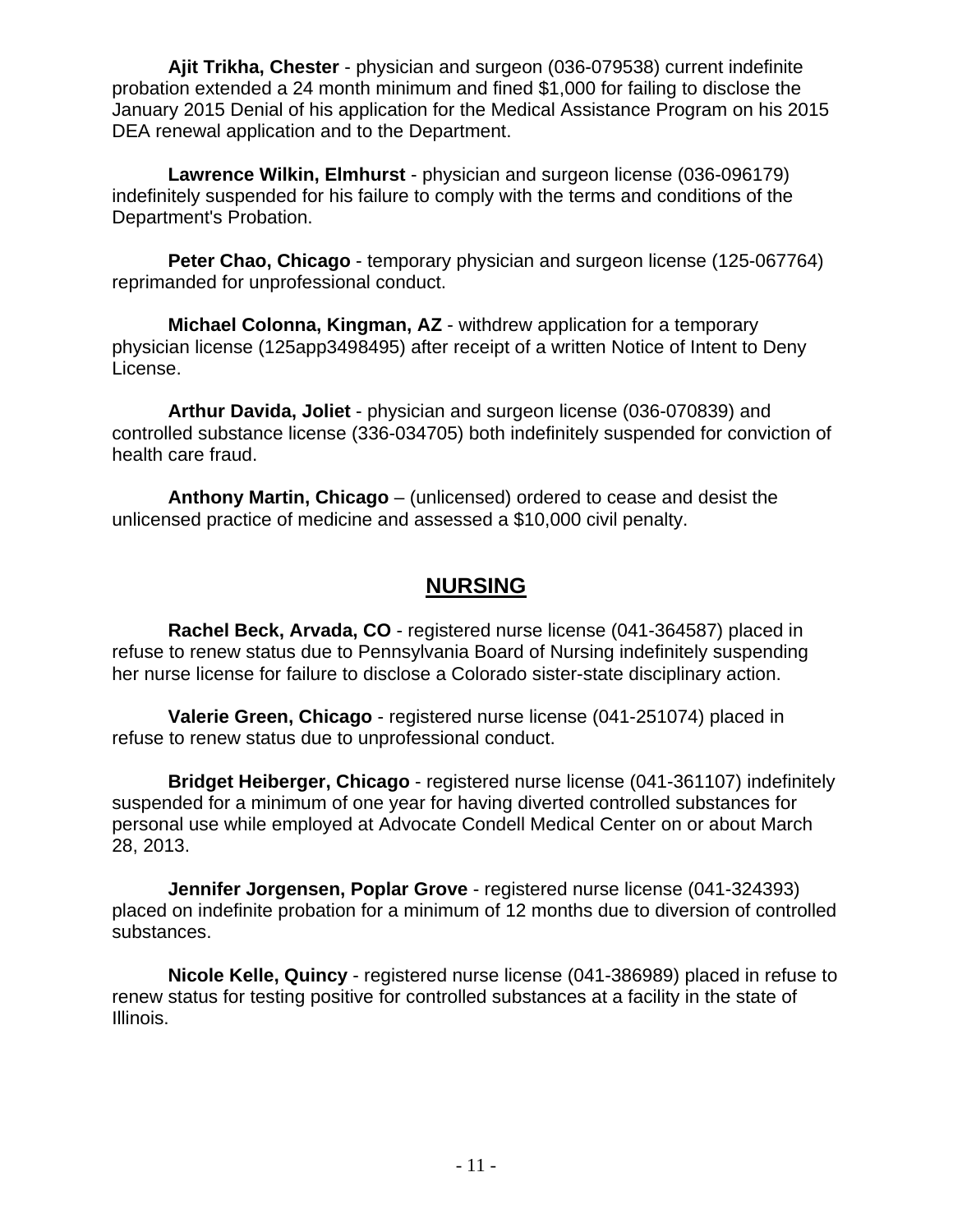**Ajit Trikha, Chester** - physician and surgeon (036-079538) current indefinite probation extended a 24 month minimum and fined $1,000 for failing to disclose the January 2015 Denial of his application for the Medical Assistance Program on his 2015 DEA renewal application and to the Department.

**Lawrence Wilkin, Elmhurst** - physician and surgeon license (036-096179) indefinitely suspended for his failure to comply with the terms and conditions of the Department's Probation.

**Peter Chao, Chicago** - temporary physician and surgeon license (125-067764) reprimanded for unprofessional conduct.

**Michael Colonna, Kingman, AZ** - withdrew application for a temporary physician license (125app3498495) after receipt of a written Notice of Intent to Deny License.

**Arthur Davida, Joliet** - physician and surgeon license (036-070839) and controlled substance license (336-034705) both indefinitely suspended for conviction of health care fraud.

**Anthony Martin, Chicago** – (unlicensed) ordered to cease and desist the unlicensed practice of medicine and assessed a $10,000 civil penalty.

## NURSING

**Rachel Beck, Arvada, CO** - registered nurse license (041-364587) placed in refuse to renew status due to Pennsylvania Board of Nursing indefinitely suspending her nurse license for failure to disclose a Colorado sister-state disciplinary action.

**Valerie Green, Chicago** - registered nurse license (041-251074) placed in refuse to renew status due to unprofessional conduct.

**Bridget Heiberger, Chicago** - registered nurse license (041-361107) indefinitely suspended for a minimum of one year for having diverted controlled substances for personal use while employed at Advocate Condell Medical Center on or about March 28, 2013.

**Jennifer Jorgensen, Poplar Grove** - registered nurse license (041-324393) placed on indefinite probation for a minimum of 12 months due to diversion of controlled substances.

**Nicole Kelle, Quincy** - registered nurse license (041-386989) placed in refuse to renew status for testing positive for controlled substances at a facility in the state of Illinois.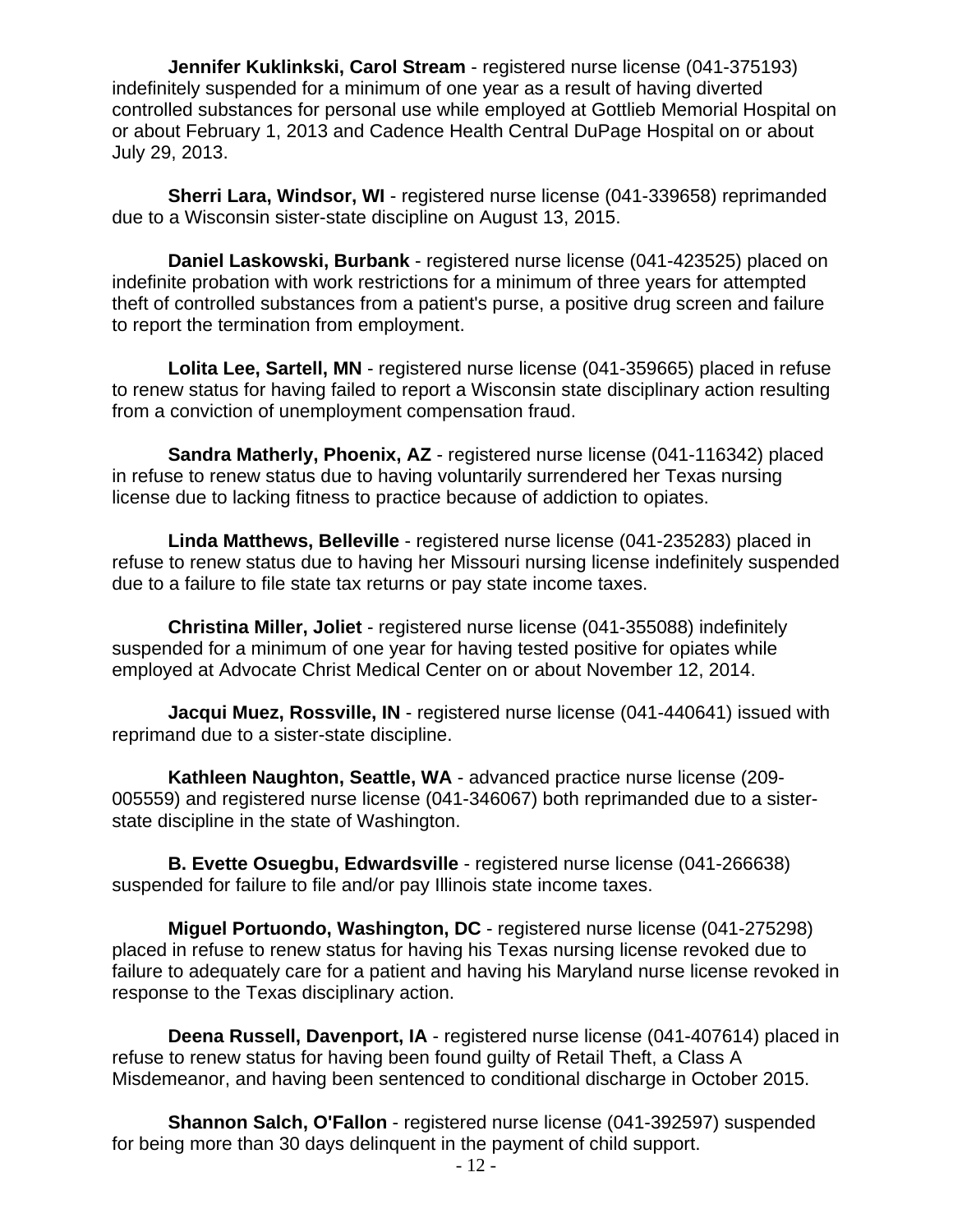**Jennifer Kuklinkski, Carol Stream** - registered nurse license (041-375193) indefinitely suspended for a minimum of one year as a result of having diverted controlled substances for personal use while employed at Gottlieb Memorial Hospital on or about February 1, 2013 and Cadence Health Central DuPage Hospital on or about July 29, 2013.

**Sherri Lara, Windsor, WI** - registered nurse license (041-339658) reprimanded due to a Wisconsin sister-state discipline on August 13, 2015.

**Daniel Laskowski, Burbank** - registered nurse license (041-423525) placed on indefinite probation with work restrictions for a minimum of three years for attempted theft of controlled substances from a patient's purse, a positive drug screen and failure to report the termination from employment.

**Lolita Lee, Sartell, MN** - registered nurse license (041-359665) placed in refuse to renew status for having failed to report a Wisconsin state disciplinary action resulting from a conviction of unemployment compensation fraud.

**Sandra Matherly, Phoenix, AZ** - registered nurse license (041-116342) placed in refuse to renew status due to having voluntarily surrendered her Texas nursing license due to lacking fitness to practice because of addiction to opiates.

**Linda Matthews, Belleville** - registered nurse license (041-235283) placed in refuse to renew status due to having her Missouri nursing license indefinitely suspended due to a failure to file state tax returns or pay state income taxes.

**Christina Miller, Joliet** - registered nurse license (041-355088) indefinitely suspended for a minimum of one year for having tested positive for opiates while employed at Advocate Christ Medical Center on or about November 12, 2014.

**Jacqui Muez, Rossville, IN** - registered nurse license (041-440641) issued with reprimand due to a sister-state discipline.

**Kathleen Naughton, Seattle, WA** - advanced practice nurse license (209-005559) and registered nurse license (041-346067) both reprimanded due to a sister-state discipline in the state of Washington.

**B. Evette Osuegbu, Edwardsville** - registered nurse license (041-266638) suspended for failure to file and/or pay Illinois state income taxes.

**Miguel Portuondo, Washington, DC** - registered nurse license (041-275298) placed in refuse to renew status for having his Texas nursing license revoked due to failure to adequately care for a patient and having his Maryland nurse license revoked in response to the Texas disciplinary action.

**Deena Russell, Davenport, IA** - registered nurse license (041-407614) placed in refuse to renew status for having been found guilty of Retail Theft, a Class A Misdemeanor, and having been sentenced to conditional discharge in October 2015.

**Shannon Salch, O'Fallon** - registered nurse license (041-392597) suspended for being more than 30 days delinquent in the payment of child support.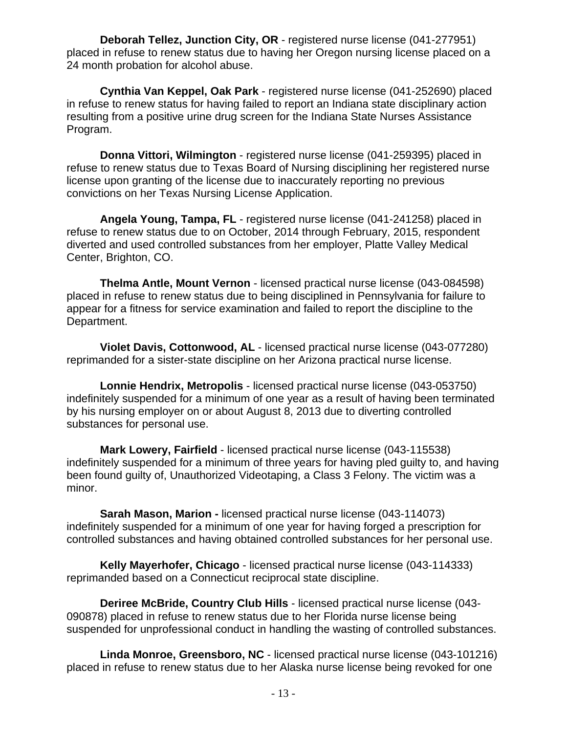**Deborah Tellez, Junction City, OR** - registered nurse license (041-277951) placed in refuse to renew status due to having her Oregon nursing license placed on a 24 month probation for alcohol abuse.

**Cynthia Van Keppel, Oak Park** - registered nurse license (041-252690) placed in refuse to renew status for having failed to report an Indiana state disciplinary action resulting from a positive urine drug screen for the Indiana State Nurses Assistance Program.

**Donna Vittori, Wilmington** - registered nurse license (041-259395) placed in refuse to renew status due to Texas Board of Nursing disciplining her registered nurse license upon granting of the license due to inaccurately reporting no previous convictions on her Texas Nursing License Application.

**Angela Young, Tampa, FL** - registered nurse license (041-241258) placed in refuse to renew status due to on October, 2014 through February, 2015, respondent diverted and used controlled substances from her employer, Platte Valley Medical Center, Brighton, CO.

**Thelma Antle, Mount Vernon** - licensed practical nurse license (043-084598) placed in refuse to renew status due to being disciplined in Pennsylvania for failure to appear for a fitness for service examination and failed to report the discipline to the Department.

**Violet Davis, Cottonwood, AL** - licensed practical nurse license (043-077280) reprimanded for a sister-state discipline on her Arizona practical nurse license.

**Lonnie Hendrix, Metropolis** - licensed practical nurse license (043-053750) indefinitely suspended for a minimum of one year as a result of having been terminated by his nursing employer on or about August 8, 2013 due to diverting controlled substances for personal use.

**Mark Lowery, Fairfield** - licensed practical nurse license (043-115538) indefinitely suspended for a minimum of three years for having pled guilty to, and having been found guilty of, Unauthorized Videotaping, a Class 3 Felony. The victim was a minor.

**Sarah Mason, Marion -** licensed practical nurse license (043-114073) indefinitely suspended for a minimum of one year for having forged a prescription for controlled substances and having obtained controlled substances for her personal use.

**Kelly Mayerhofer, Chicago** - licensed practical nurse license (043-114333) reprimanded based on a Connecticut reciprocal state discipline.

**Deriree McBride, Country Club Hills** - licensed practical nurse license (043-090878) placed in refuse to renew status due to her Florida nurse license being suspended for unprofessional conduct in handling the wasting of controlled substances.

**Linda Monroe, Greensboro, NC** - licensed practical nurse license (043-101216) placed in refuse to renew status due to her Alaska nurse license being revoked for one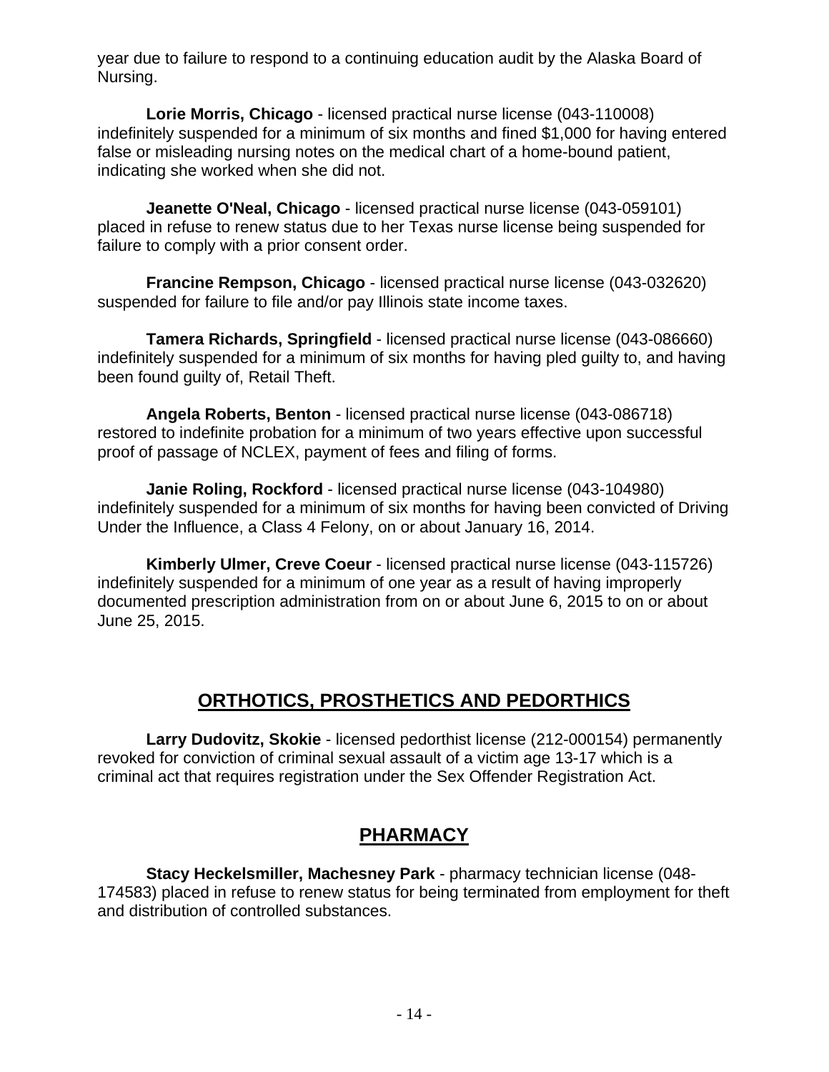year due to failure to respond to a continuing education audit by the Alaska Board of Nursing.

**Lorie Morris, Chicago** - licensed practical nurse license (043-110008) indefinitely suspended for a minimum of six months and fined $1,000 for having entered false or misleading nursing notes on the medical chart of a home-bound patient, indicating she worked when she did not.

**Jeanette O'Neal, Chicago** - licensed practical nurse license (043-059101) placed in refuse to renew status due to her Texas nurse license being suspended for failure to comply with a prior consent order.

**Francine Rempson, Chicago** - licensed practical nurse license (043-032620) suspended for failure to file and/or pay Illinois state income taxes.

**Tamera Richards, Springfield** - licensed practical nurse license (043-086660) indefinitely suspended for a minimum of six months for having pled guilty to, and having been found guilty of, Retail Theft.

**Angela Roberts, Benton** - licensed practical nurse license (043-086718) restored to indefinite probation for a minimum of two years effective upon successful proof of passage of NCLEX, payment of fees and filing of forms.

**Janie Roling, Rockford** - licensed practical nurse license (043-104980) indefinitely suspended for a minimum of six months for having been convicted of Driving Under the Influence, a Class 4 Felony, on or about January 16, 2014.

**Kimberly Ulmer, Creve Coeur** - licensed practical nurse license (043-115726) indefinitely suspended for a minimum of one year as a result of having improperly documented prescription administration from on or about June 6, 2015 to on or about June 25, 2015.

## ORTHOTICS, PROSTHETICS AND PEDORTHICS

**Larry Dudovitz, Skokie** - licensed pedorthist license (212-000154) permanently revoked for conviction of criminal sexual assault of a victim age 13-17 which is a criminal act that requires registration under the Sex Offender Registration Act.

## PHARMACY

**Stacy Heckelsmiller, Machesney Park** - pharmacy technician license (048-174583) placed in refuse to renew status for being terminated from employment for theft and distribution of controlled substances.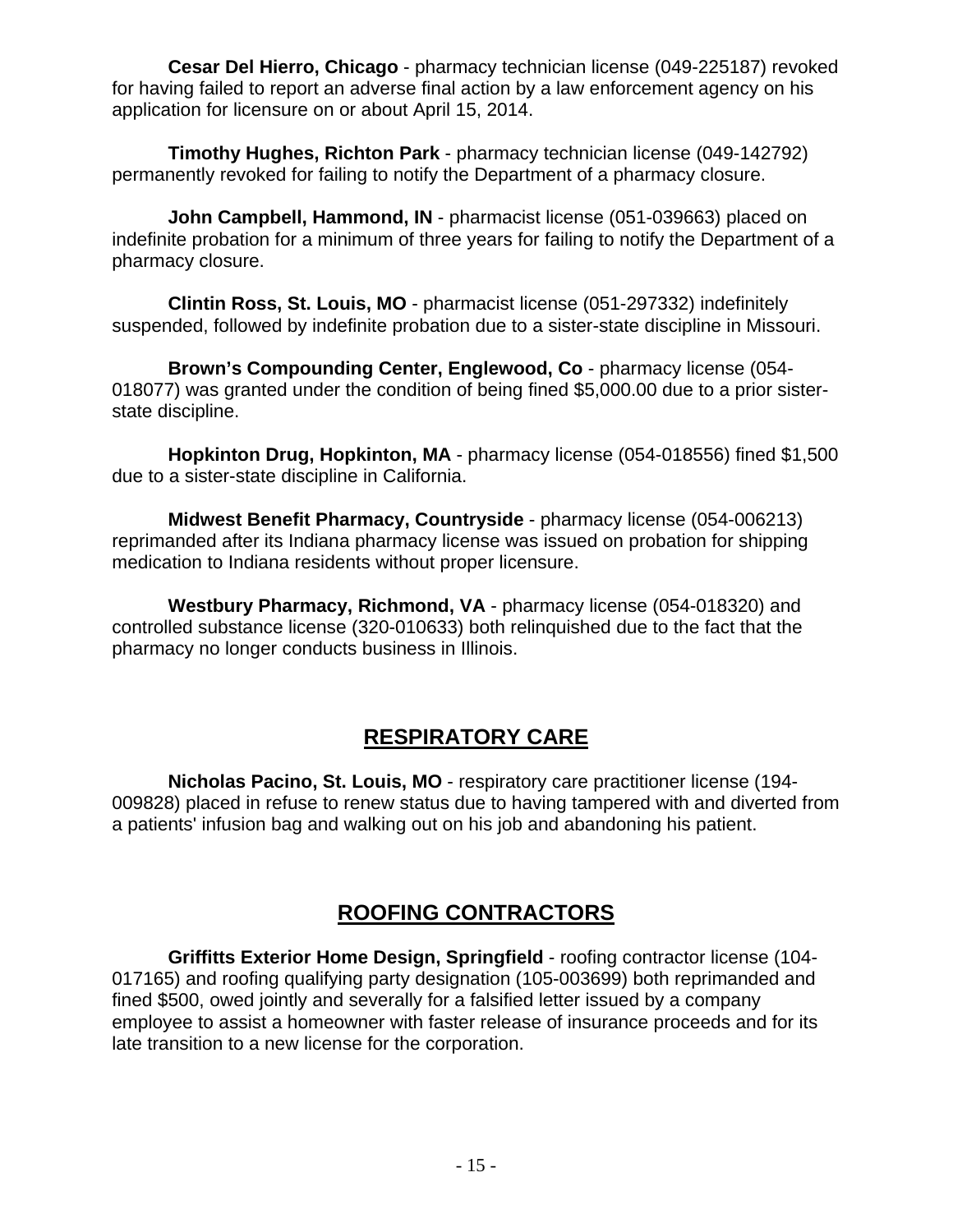**Cesar Del Hierro, Chicago** - pharmacy technician license (049-225187) revoked for having failed to report an adverse final action by a law enforcement agency on his application for licensure on or about April 15, 2014.

**Timothy Hughes, Richton Park** - pharmacy technician license (049-142792) permanently revoked for failing to notify the Department of a pharmacy closure.

**John Campbell, Hammond, IN** - pharmacist license (051-039663) placed on indefinite probation for a minimum of three years for failing to notify the Department of a pharmacy closure.

**Clintin Ross, St. Louis, MO** - pharmacist license (051-297332) indefinitely suspended, followed by indefinite probation due to a sister-state discipline in Missouri.

**Brown's Compounding Center, Englewood, Co** - pharmacy license (054-018077) was granted under the condition of being fined $5,000.00 due to a prior sister-state discipline.

**Hopkinton Drug, Hopkinton, MA** - pharmacy license (054-018556) fined $1,500 due to a sister-state discipline in California.

**Midwest Benefit Pharmacy, Countryside** - pharmacy license (054-006213) reprimanded after its Indiana pharmacy license was issued on probation for shipping medication to Indiana residents without proper licensure.

**Westbury Pharmacy, Richmond, VA** - pharmacy license (054-018320) and controlled substance license (320-010633) both relinquished due to the fact that the pharmacy no longer conducts business in Illinois.

## RESPIRATORY CARE

**Nicholas Pacino, St. Louis, MO** - respiratory care practitioner license (194-009828) placed in refuse to renew status due to having tampered with and diverted from a patients' infusion bag and walking out on his job and abandoning his patient.

## ROOFING CONTRACTORS

**Griffitts Exterior Home Design, Springfield** - roofing contractor license (104-017165) and roofing qualifying party designation (105-003699) both reprimanded and fined $500, owed jointly and severally for a falsified letter issued by a company employee to assist a homeowner with faster release of insurance proceeds and for its late transition to a new license for the corporation.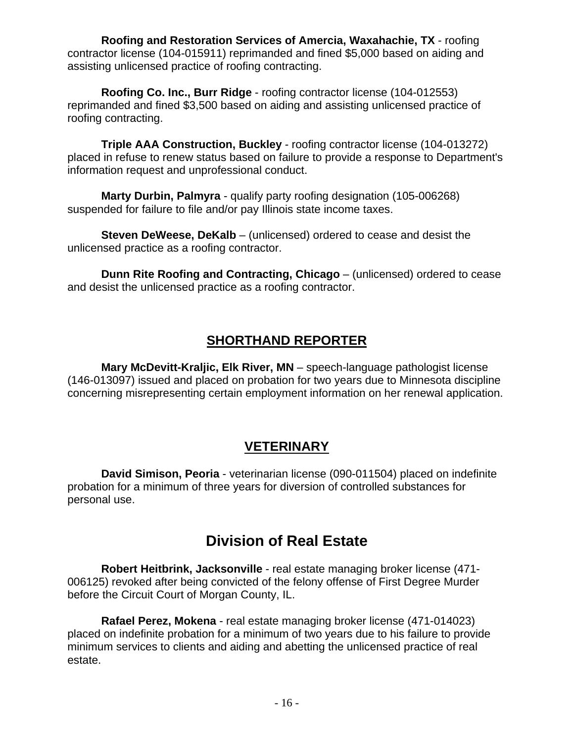**Roofing and Restoration Services of Amercia, Waxahachie, TX** - roofing contractor license (104-015911) reprimanded and fined $5,000 based on aiding and assisting unlicensed practice of roofing contracting.

**Roofing Co. Inc., Burr Ridge** - roofing contractor license (104-012553) reprimanded and fined $3,500 based on aiding and assisting unlicensed practice of roofing contracting.

**Triple AAA Construction, Buckley** - roofing contractor license (104-013272) placed in refuse to renew status based on failure to provide a response to Department's information request and unprofessional conduct.

**Marty Durbin, Palmyra** - qualify party roofing designation (105-006268) suspended for failure to file and/or pay Illinois state income taxes.

**Steven DeWeese, DeKalb** – (unlicensed) ordered to cease and desist the unlicensed practice as a roofing contractor.

**Dunn Rite Roofing and Contracting, Chicago** – (unlicensed) ordered to cease and desist the unlicensed practice as a roofing contractor.

## SHORTHAND REPORTER

**Mary McDevitt-Kraljic, Elk River, MN** – speech-language pathologist license (146-013097) issued and placed on probation for two years due to Minnesota discipline concerning misrepresenting certain employment information on her renewal application.

## VETERINARY

**David Simison, Peoria** - veterinarian license (090-011504) placed on indefinite probation for a minimum of three years for diversion of controlled substances for personal use.

# Division of Real Estate

**Robert Heitbrink, Jacksonville** - real estate managing broker license (471-006125) revoked after being convicted of the felony offense of First Degree Murder before the Circuit Court of Morgan County, IL.

**Rafael Perez, Mokena** - real estate managing broker license (471-014023) placed on indefinite probation for a minimum of two years due to his failure to provide minimum services to clients and aiding and abetting the unlicensed practice of real estate.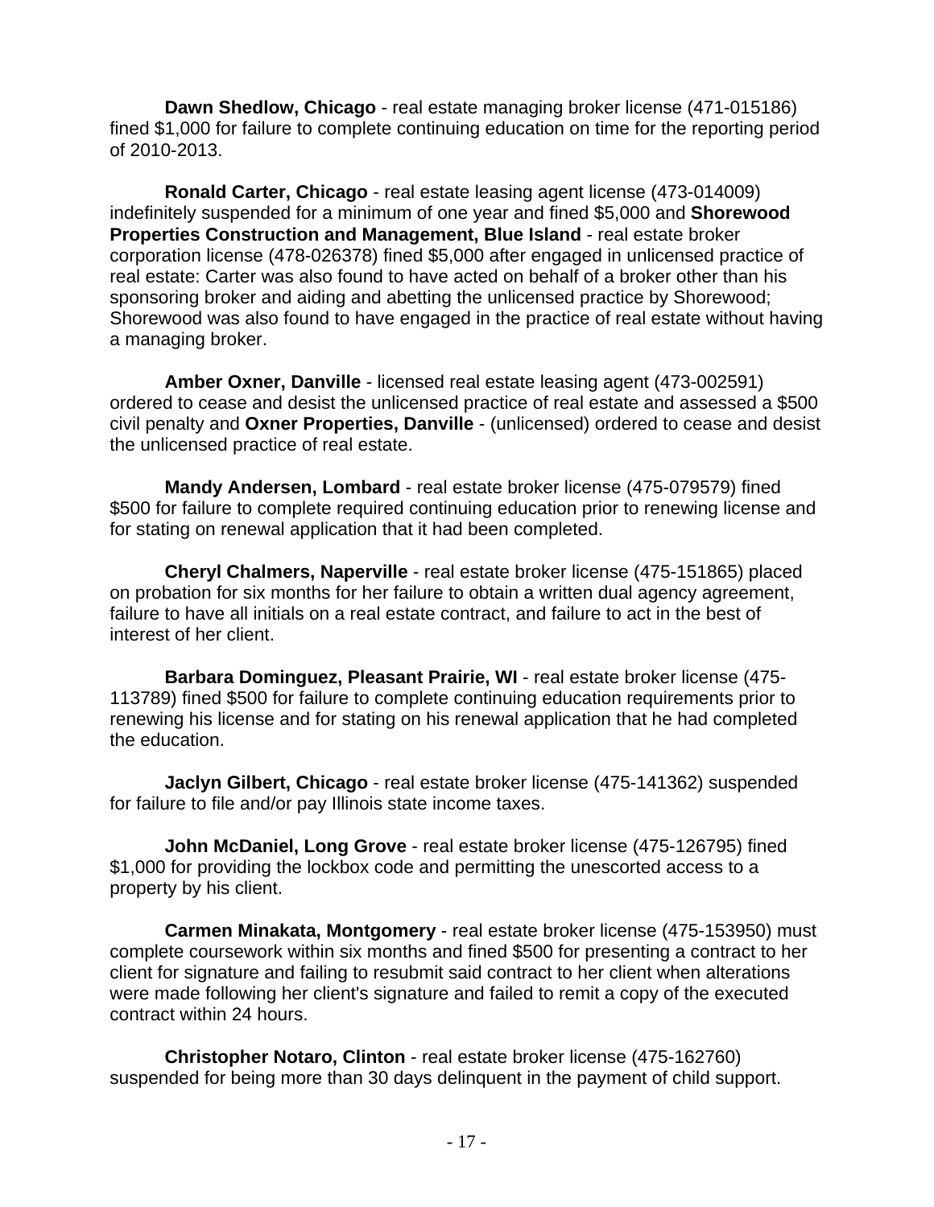**Dawn Shedlow, Chicago** - real estate managing broker license (471-015186) fined $1,000 for failure to complete continuing education on time for the reporting period of 2010-2013.

**Ronald Carter, Chicago** - real estate leasing agent license (473-014009) indefinitely suspended for a minimum of one year and fined $5,000 and **Shorewood Properties Construction and Management, Blue Island** - real estate broker corporation license (478-026378) fined $5,000 after engaged in unlicensed practice of real estate: Carter was also found to have acted on behalf of a broker other than his sponsoring broker and aiding and abetting the unlicensed practice by Shorewood; Shorewood was also found to have engaged in the practice of real estate without having a managing broker.

**Amber Oxner, Danville** - licensed real estate leasing agent (473-002591) ordered to cease and desist the unlicensed practice of real estate and assessed a $500 civil penalty and **Oxner Properties, Danville** - (unlicensed) ordered to cease and desist the unlicensed practice of real estate.

**Mandy Andersen, Lombard** - real estate broker license (475-079579) fined $500 for failure to complete required continuing education prior to renewing license and for stating on renewal application that it had been completed.

**Cheryl Chalmers, Naperville** - real estate broker license (475-151865) placed on probation for six months for her failure to obtain a written dual agency agreement, failure to have all initials on a real estate contract, and failure to act in the best of interest of her client.

**Barbara Dominguez, Pleasant Prairie, WI** - real estate broker license (475-113789) fined $500 for failure to complete continuing education requirements prior to renewing his license and for stating on his renewal application that he had completed the education.

**Jaclyn Gilbert, Chicago** - real estate broker license (475-141362) suspended for failure to file and/or pay Illinois state income taxes.

**John McDaniel, Long Grove** - real estate broker license (475-126795) fined $1,000 for providing the lockbox code and permitting the unescorted access to a property by his client.

**Carmen Minakata, Montgomery** - real estate broker license (475-153950) must complete coursework within six months and fined $500 for presenting a contract to her client for signature and failing to resubmit said contract to her client when alterations were made following her client's signature and failed to remit a copy of the executed contract within 24 hours.

**Christopher Notaro, Clinton** - real estate broker license (475-162760) suspended for being more than 30 days delinquent in the payment of child support.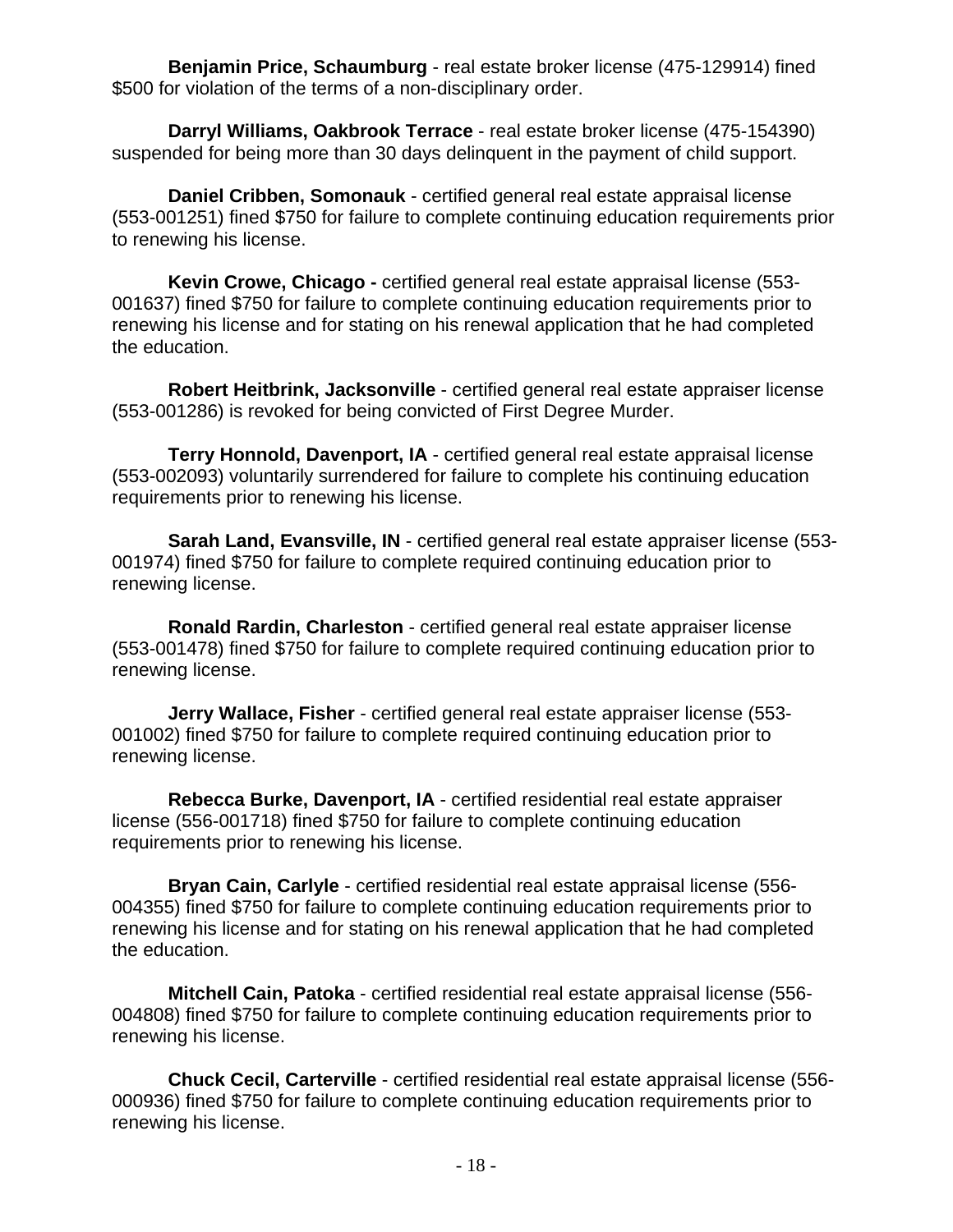**Benjamin Price, Schaumburg** - real estate broker license (475-129914) fined $500 for violation of the terms of a non-disciplinary order.

**Darryl Williams, Oakbrook Terrace** - real estate broker license (475-154390) suspended for being more than 30 days delinquent in the payment of child support.

**Daniel Cribben, Somonauk** - certified general real estate appraisal license (553-001251) fined $750 for failure to complete continuing education requirements prior to renewing his license.

**Kevin Crowe, Chicago -** certified general real estate appraisal license (553-001637) fined $750 for failure to complete continuing education requirements prior to renewing his license and for stating on his renewal application that he had completed the education.

**Robert Heitbrink, Jacksonville** - certified general real estate appraiser license (553-001286) is revoked for being convicted of First Degree Murder.

**Terry Honnold, Davenport, IA** - certified general real estate appraisal license (553-002093) voluntarily surrendered for failure to complete his continuing education requirements prior to renewing his license.

**Sarah Land, Evansville, IN** - certified general real estate appraiser license (553-001974) fined $750 for failure to complete required continuing education prior to renewing license.

**Ronald Rardin, Charleston** - certified general real estate appraiser license (553-001478) fined $750 for failure to complete required continuing education prior to renewing license.

**Jerry Wallace, Fisher** - certified general real estate appraiser license (553-001002) fined $750 for failure to complete required continuing education prior to renewing license.

**Rebecca Burke, Davenport, IA** - certified residential real estate appraiser license (556-001718) fined $750 for failure to complete continuing education requirements prior to renewing his license.

**Bryan Cain, Carlyle** - certified residential real estate appraisal license (556-004355) fined $750 for failure to complete continuing education requirements prior to renewing his license and for stating on his renewal application that he had completed the education.

**Mitchell Cain, Patoka** - certified residential real estate appraisal license (556-004808) fined $750 for failure to complete continuing education requirements prior to renewing his license.

**Chuck Cecil, Carterville** - certified residential real estate appraisal license (556-000936) fined $750 for failure to complete continuing education requirements prior to renewing his license.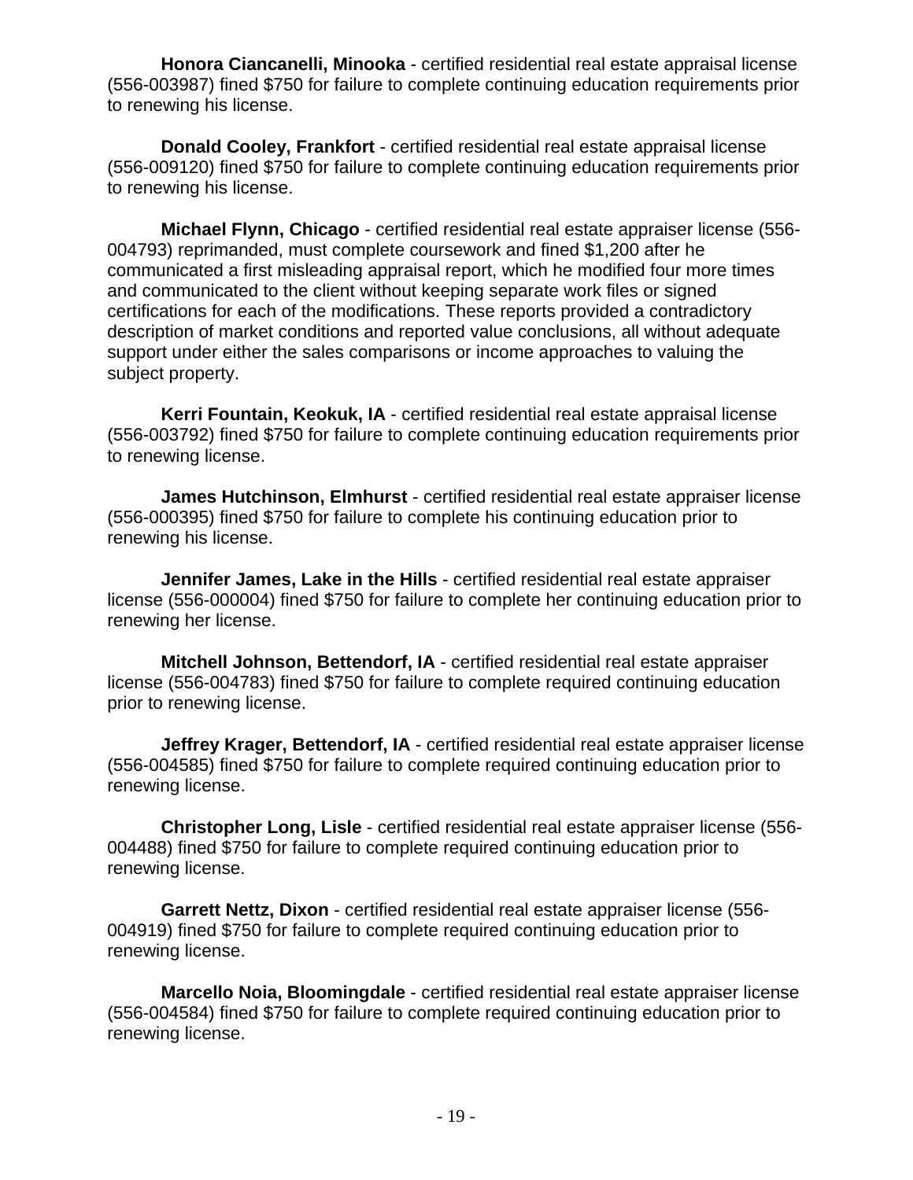**Honora Ciancanelli, Minooka** - certified residential real estate appraisal license (556-003987) fined $750 for failure to complete continuing education requirements prior to renewing his license.

**Donald Cooley, Frankfort** - certified residential real estate appraisal license (556-009120) fined $750 for failure to complete continuing education requirements prior to renewing his license.

**Michael Flynn, Chicago** - certified residential real estate appraiser license (556-004793) reprimanded, must complete coursework and fined $1,200 after he communicated a first misleading appraisal report, which he modified four more times and communicated to the client without keeping separate work files or signed certifications for each of the modifications. These reports provided a contradictory description of market conditions and reported value conclusions, all without adequate support under either the sales comparisons or income approaches to valuing the subject property.

**Kerri Fountain, Keokuk, IA** - certified residential real estate appraisal license (556-003792) fined $750 for failure to complete continuing education requirements prior to renewing license.

**James Hutchinson, Elmhurst** - certified residential real estate appraiser license (556-000395) fined $750 for failure to complete his continuing education prior to renewing his license.

**Jennifer James, Lake in the Hills** - certified residential real estate appraiser license (556-000004) fined $750 for failure to complete her continuing education prior to renewing her license.

**Mitchell Johnson, Bettendorf, IA** - certified residential real estate appraiser license (556-004783) fined $750 for failure to complete required continuing education prior to renewing license.

**Jeffrey Krager, Bettendorf, IA** - certified residential real estate appraiser license (556-004585) fined $750 for failure to complete required continuing education prior to renewing license.

**Christopher Long, Lisle** - certified residential real estate appraiser license (556-004488) fined $750 for failure to complete required continuing education prior to renewing license.

**Garrett Nettz, Dixon** - certified residential real estate appraiser license (556-004919) fined $750 for failure to complete required continuing education prior to renewing license.

**Marcello Noia, Bloomingdale** - certified residential real estate appraiser license (556-004584) fined $750 for failure to complete required continuing education prior to renewing license.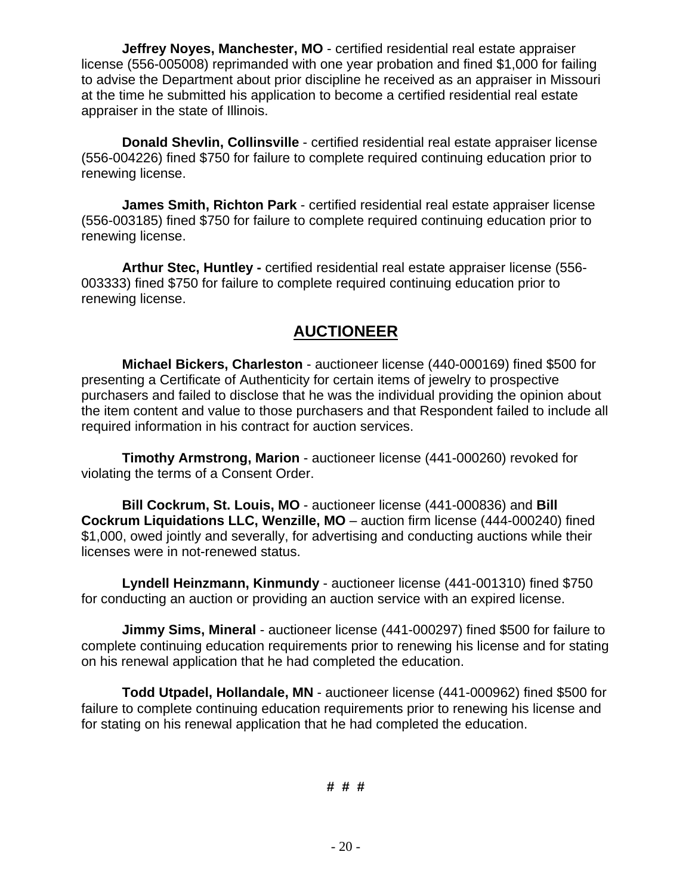**Jeffrey Noyes, Manchester, MO** - certified residential real estate appraiser license (556-005008) reprimanded with one year probation and fined $1,000 for failing to advise the Department about prior discipline he received as an appraiser in Missouri at the time he submitted his application to become a certified residential real estate appraiser in the state of Illinois.

**Donald Shevlin, Collinsville** - certified residential real estate appraiser license (556-004226) fined $750 for failure to complete required continuing education prior to renewing license.

**James Smith, Richton Park** - certified residential real estate appraiser license (556-003185) fined $750 for failure to complete required continuing education prior to renewing license.

**Arthur Stec, Huntley -** certified residential real estate appraiser license (556-003333) fined $750 for failure to complete required continuing education prior to renewing license.

## AUCTIONEER

**Michael Bickers, Charleston** - auctioneer license (440-000169) fined $500 for presenting a Certificate of Authenticity for certain items of jewelry to prospective purchasers and failed to disclose that he was the individual providing the opinion about the item content and value to those purchasers and that Respondent failed to include all required information in his contract for auction services.

**Timothy Armstrong, Marion** - auctioneer license (441-000260) revoked for violating the terms of a Consent Order.

**Bill Cockrum, St. Louis, MO** - auctioneer license (441-000836) and **Bill Cockrum Liquidations LLC, Wenzille, MO** – auction firm license (444-000240) fined $1,000, owed jointly and severally, for advertising and conducting auctions while their licenses were in not-renewed status.

**Lyndell Heinzmann, Kinmundy** - auctioneer license (441-001310) fined $750 for conducting an auction or providing an auction service with an expired license.

**Jimmy Sims, Mineral** - auctioneer license (441-000297) fined $500 for failure to complete continuing education requirements prior to renewing his license and for stating on his renewal application that he had completed the education.

**Todd Utpadel, Hollandale, MN** - auctioneer license (441-000962) fined $500 for failure to complete continuing education requirements prior to renewing his license and for stating on his renewal application that he had completed the education.

# # #